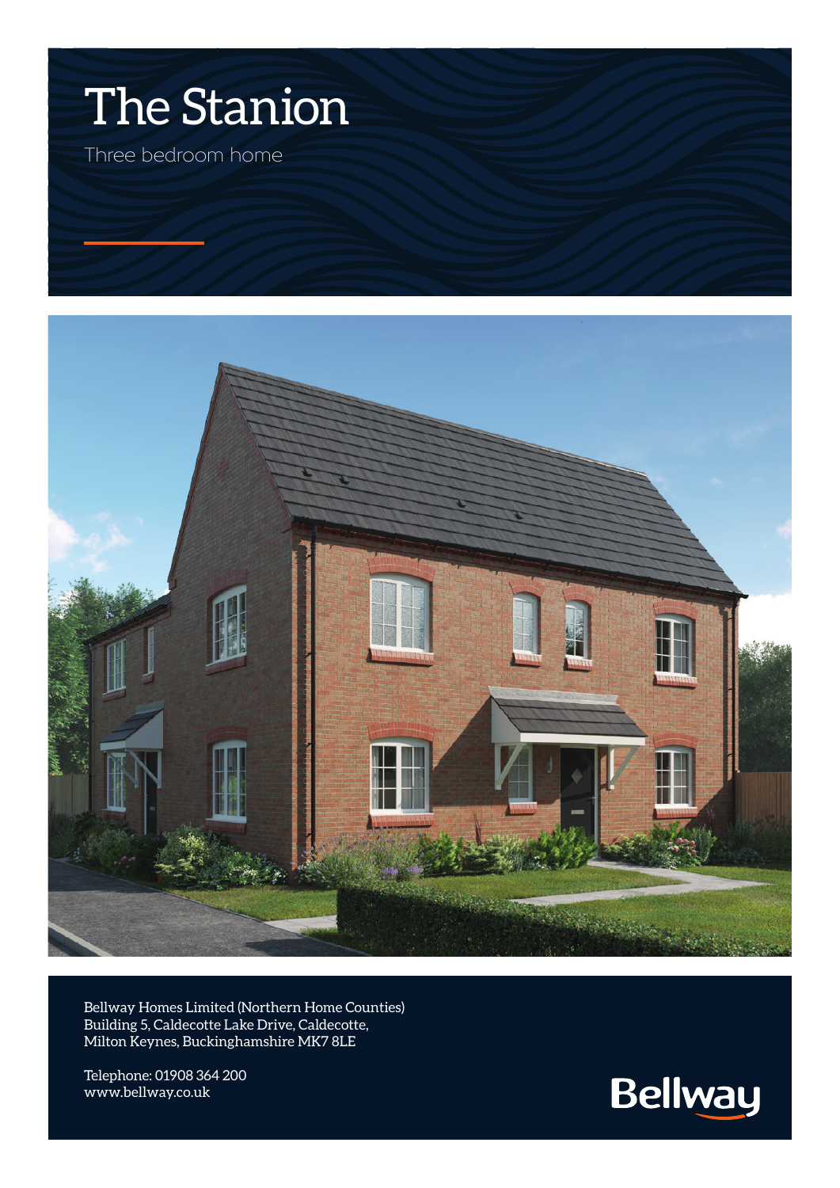# The Stanion

Three bedroom home

Bellway Homes Limited (Northern Home Counties)
Building 5, Caldecotte Lake Drive, Caldecotte,
Milton Keynes, Buckinghamshire MK7 8LE

Telephone: 01908 364 200
www.bellway.co.uk

Bellway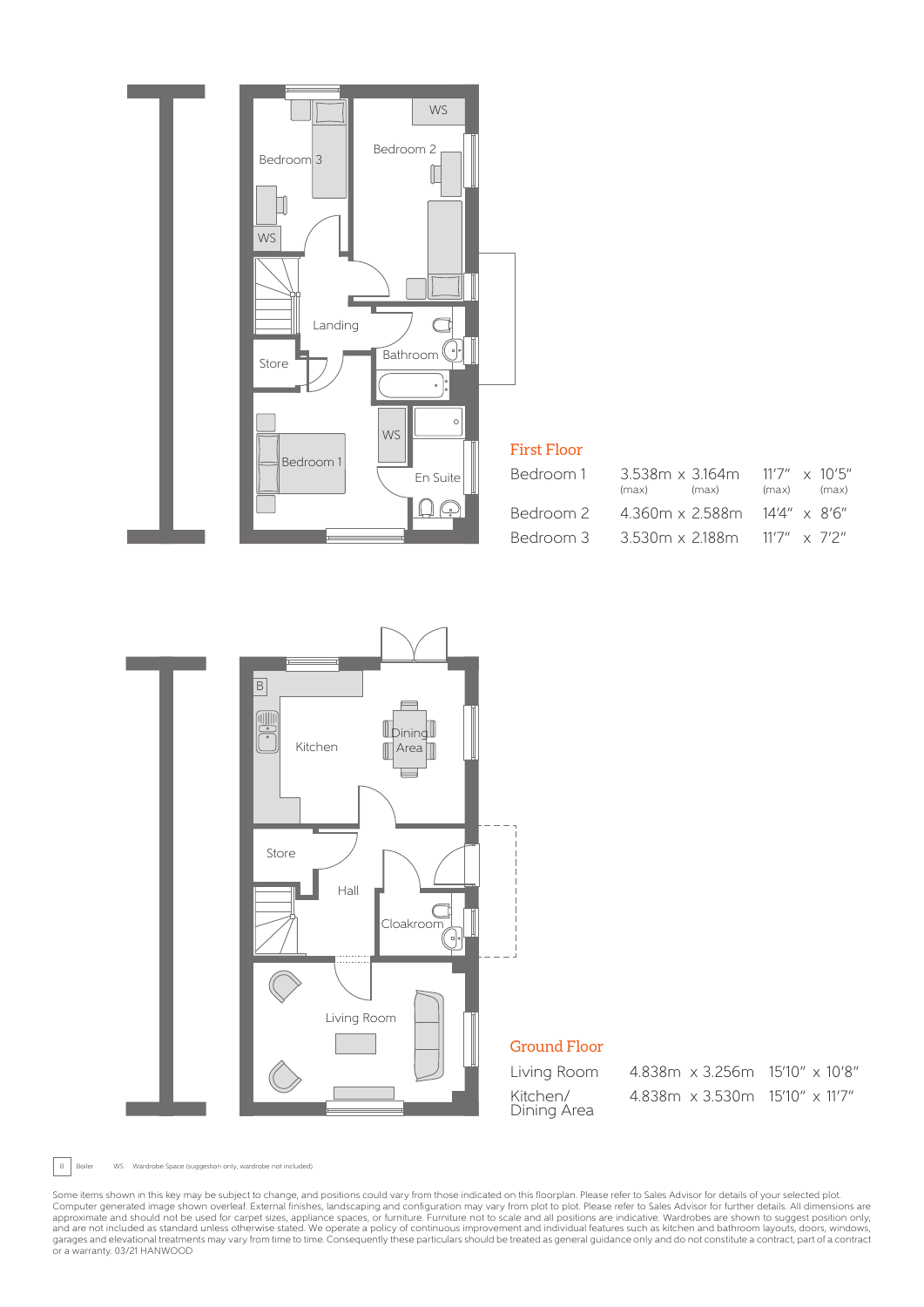## First Floor

| | | |
|---|---|---|
| Bedroom 1 | 3.538m x 3.164m (max) (max) | 11'7" x 10'5" (max) (max) |
| Bedroom 2 | 4.360m x 2.588m | 14'4" x 8'6" |
| Bedroom 3 | 3.530m x 2.188m | 11'7" x 7'2" |

## Ground Floor

| | | |
|---|---|---|
| Living Room | 4.838m x 3.256m | 15'10" x 10'8" |
| Kitchen/ Dining Area | 4.838m x 3.530m | 15'10" x 11'7" |

B Boiler WS Wardrobe Space (suggestion only, wardrobe not included)

Some items shown in this key may be subject to change, and positions could vary from those indicated on this floorplan. Please refer to Sales Advisor for details of your selected plot. Computer generated image shown overleaf. External finishes, landscaping and configuration may vary from plot to plot. Please refer to Sales Advisor for further details. All dimensions are approximate and should not be used for carpet sizes, appliance spaces, or furniture. Furniture not to scale and all positions are indicative. Wardrobes are shown to suggest position only, and are not included as standard unless otherwise stated. We operate a policy of continuous improvement and individual features such as kitchen and bathroom layouts, doors, windows, garages and elevational treatments may vary from time to time. Consequently these particulars should be treated as general guidance only and do not constitute a contract, part of a contract or a warranty. 03/21 HANWOOD